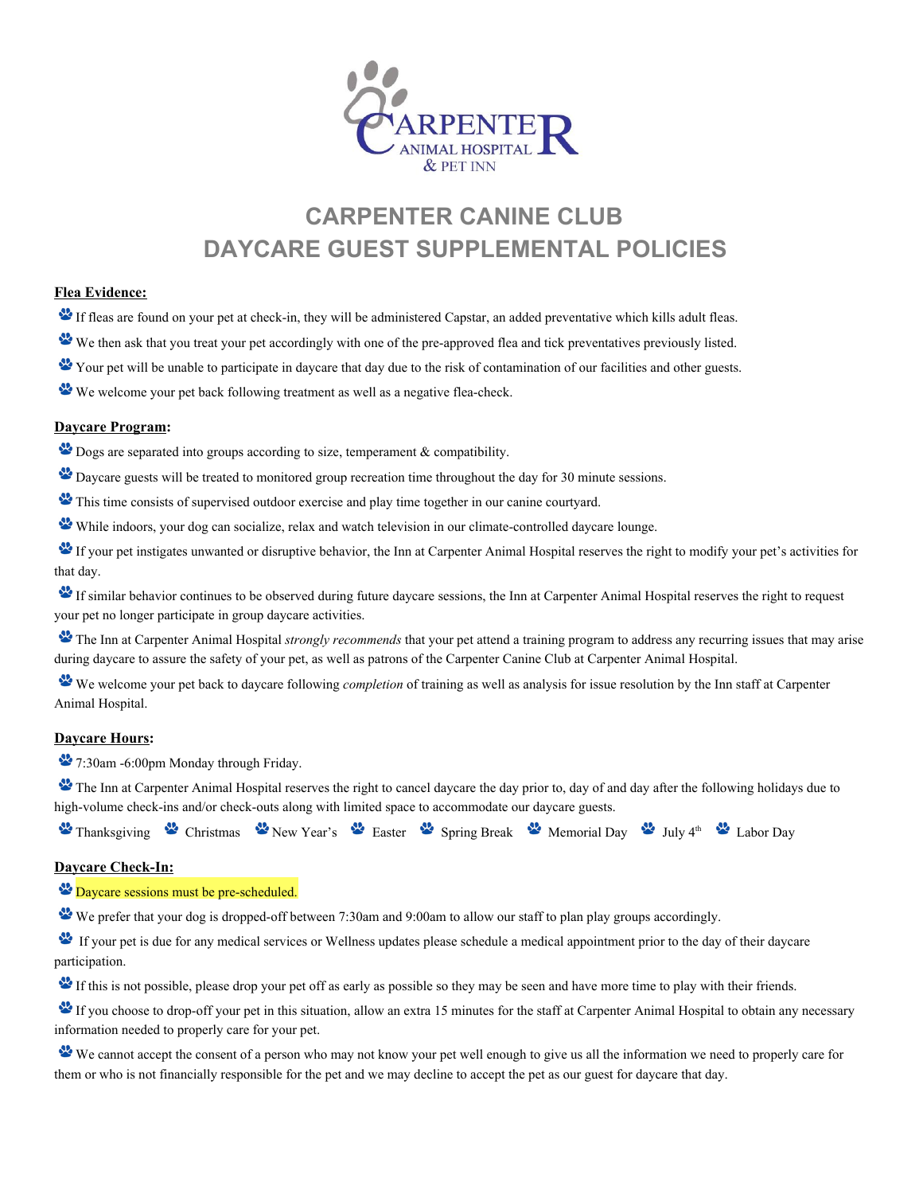CARPENTER ANIMAL HOSPITAL & PET INN

# CARPENTER CANINE CLUB
# DAYCARE GUEST SUPPLEMENTAL POLICIES

**Flea Evidence:**

- If fleas are found on your pet at check-in, they will be administered Capstar, an added preventative which kills adult fleas.
- We then ask that you treat your pet accordingly with one of the pre-approved flea and tick preventatives previously listed.
- Your pet will be unable to participate in daycare that day due to the risk of contamination of our facilities and other guests.
- We welcome your pet back following treatment as well as a negative flea-check.

**Daycare Program:**

- Dogs are separated into groups according to size, temperament & compatibility.
- Daycare guests will be treated to monitored group recreation time throughout the day for 30 minute sessions.
- This time consists of supervised outdoor exercise and play time together in our canine courtyard.
- While indoors, your dog can socialize, relax and watch television in our climate-controlled daycare lounge.
- If your pet instigates unwanted or disruptive behavior, the Inn at Carpenter Animal Hospital reserves the right to modify your pet's activities for that day.
- If similar behavior continues to be observed during future daycare sessions, the Inn at Carpenter Animal Hospital reserves the right to request your pet no longer participate in group daycare activities.
- The Inn at Carpenter Animal Hospital *strongly recommends* that your pet attend a training program to address any recurring issues that may arise during daycare to assure the safety of your pet, as well as patrons of the Carpenter Canine Club at Carpenter Animal Hospital.
- We welcome your pet back to daycare following *completion* of training as well as analysis for issue resolution by the Inn staff at Carpenter Animal Hospital.

**Daycare Hours:**

- 7:30am -6:00pm Monday through Friday.
- The Inn at Carpenter Animal Hospital reserves the right to cancel daycare the day prior to, day of and day after the following holidays due to high-volume check-ins and/or check-outs along with limited space to accommodate our daycare guests.
- Thanksgiving
- Christmas
- New Year's
- Easter
- Spring Break
- Memorial Day
- July 4th
- Labor Day

**Daycare Check-In:**

- Daycare sessions must be pre-scheduled.
- We prefer that your dog is dropped-off between 7:30am and 9:00am to allow our staff to plan play groups accordingly.
- If your pet is due for any medical services or Wellness updates please schedule a medical appointment prior to the day of their daycare participation.
- If this is not possible, please drop your pet off as early as possible so they may be seen and have more time to play with their friends.
- If you choose to drop-off your pet in this situation, allow an extra 15 minutes for the staff at Carpenter Animal Hospital to obtain any necessary information needed to properly care for your pet.
- We cannot accept the consent of a person who may not know your pet well enough to give us all the information we need to properly care for them or who is not financially responsible for the pet and we may decline to accept the pet as our guest for daycare that day.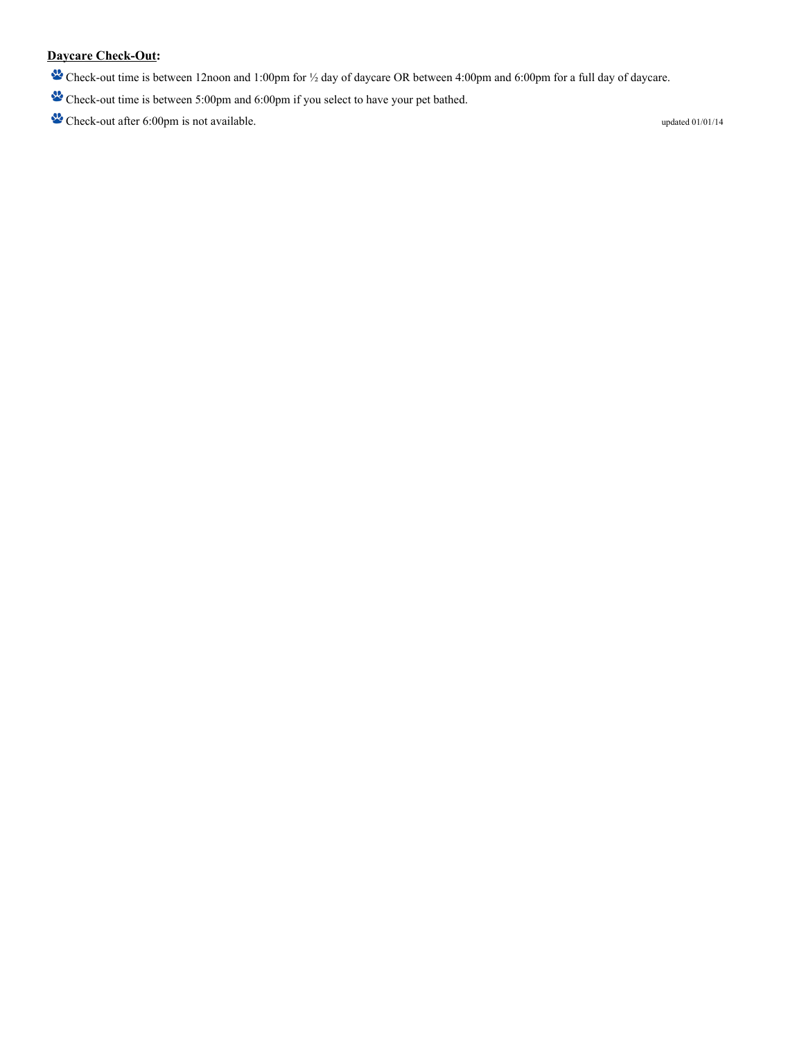**<u>Daycare Check-Out</u>:**

- Check-out time is between 12noon and 1:00pm for ½ day of daycare OR between 4:00pm and 6:00pm for a full day of daycare.
- Check-out time is between 5:00pm and 6:00pm if you select to have your pet bathed.
- Check-out after 6:00pm is not available.

updated 01/01/14